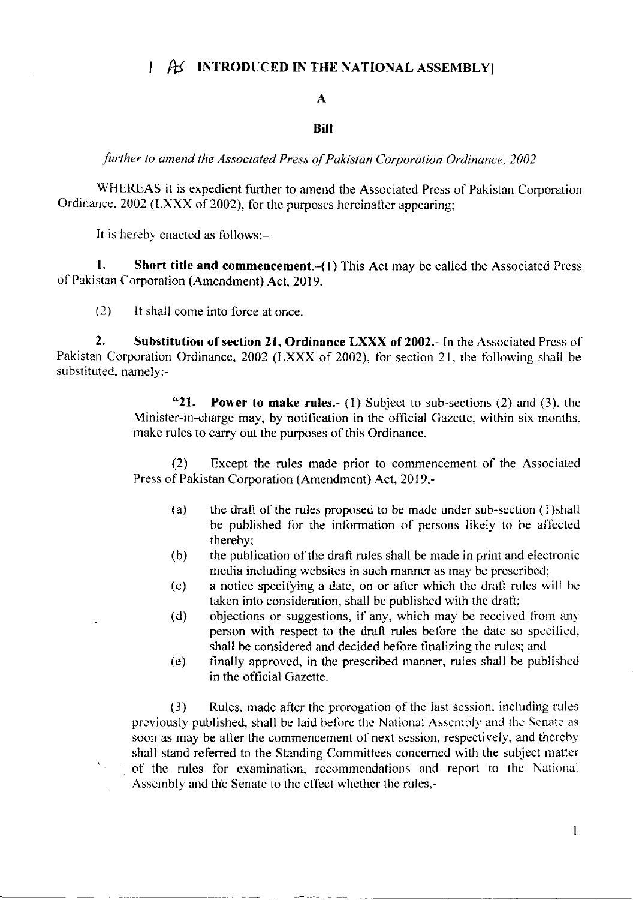[ AS INTRODUCED IN THE NATIONAL ASSEMBLY]

# A

# Bill

*further to amend the Associated Press of Pakistan Corporation Ordinance, 2002*

WHEREAS it is expedient further to amend the Associated Press of Pakistan Corporation Ordinance, 2002 (LXXX of 2002), for the purposes hereinafter appearing;

It is hereby enacted as follows:–

**1. Short title and commencement.**–(1) This Act may be called the Associated Press of Pakistan Corporation (Amendment) Act, 2019.

(2) It shall come into force at once.

**2. Substitution of section 21, Ordinance LXXX of 2002.**- In the Associated Press of Pakistan Corporation Ordinance, 2002 (LXXX of 2002), for section 21, the following shall be substituted, namely:-

> "**21. Power to make rules.**- (1) Subject to sub-sections (2) and (3), the Minister-in-charge may, by notification in the official Gazette, within six months, make rules to carry out the purposes of this Ordinance.
>
> (2) Except the rules made prior to commencement of the Associated Press of Pakistan Corporation (Amendment) Act, 2019,-
>
> (a) the draft of the rules proposed to be made under sub-section (1)shall be published for the information of persons likely to be affected thereby;
>
> (b) the publication of the draft rules shall be made in print and electronic media including websites in such manner as may be prescribed;
>
> (c) a notice specifying a date, on or after which the draft rules will be taken into consideration, shall be published with the draft;
>
> (d) objections or suggestions, if any, which may be received from any person with respect to the draft rules before the date so specified, shall be considered and decided before finalizing the rules; and
>
> (e) finally approved, in the prescribed manner, rules shall be published in the official Gazette.
>
> (3) Rules, made after the prorogation of the last session, including rules previously published, shall be laid before the National Assembly and the Senate as soon as may be after the commencement of next session, respectively, and thereby shall stand referred to the Standing Committees concerned with the subject matter of the rules for examination, recommendations and report to the National Assembly and the Senate to the effect whether the rules,-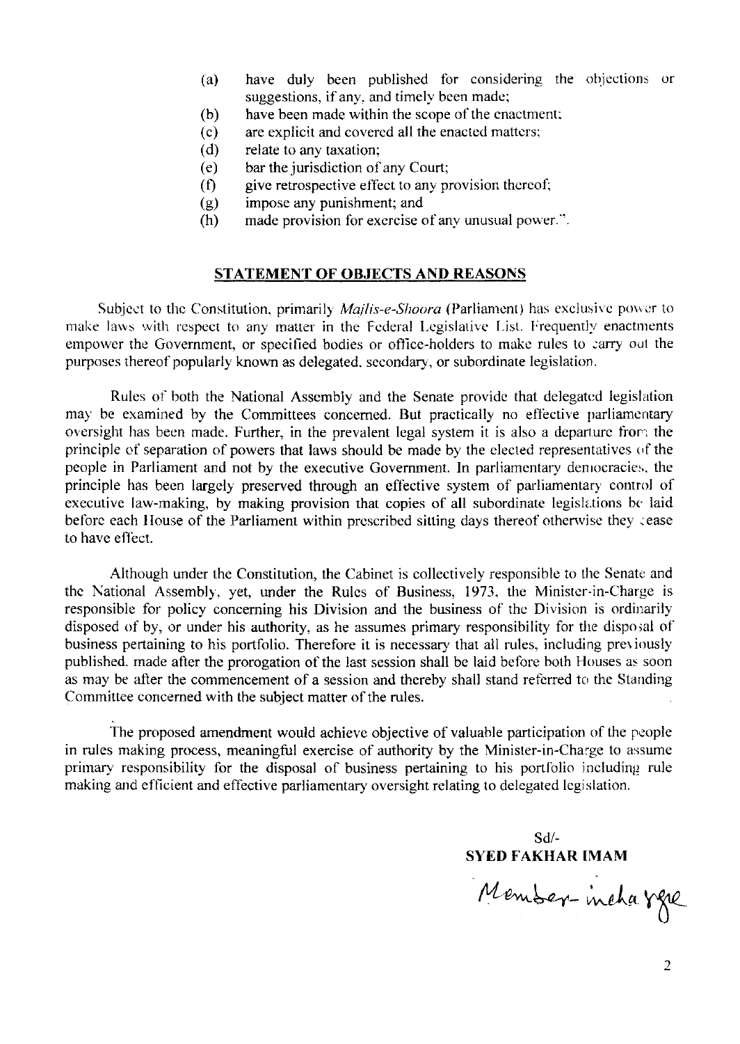(a) have duly been published for considering the objections or suggestions, if any, and timely been made;
(b) have been made within the scope of the enactment;
(c) are explicit and covered all the enacted matters;
(d) relate to any taxation;
(e) bar the jurisdiction of any Court;
(f) give retrospective effect to any provision thereof;
(g) impose any punishment; and
(h) made provision for exercise of any unusual power.".

## STATEMENT OF OBJECTS AND REASONS

Subject to the Constitution, primarily *Majlis-e-Shoora* (Parliament) has exclusive power to make laws with respect to any matter in the Federal Legislative List. Frequently enactments empower the Government, or specified bodies or office-holders to make rules to carry out the purposes thereof popularly known as delegated, secondary, or subordinate legislation.

Rules of both the National Assembly and the Senate provide that delegated legislation may be examined by the Committees concerned. But practically no effective parliamentary oversight has been made. Further, in the prevalent legal system it is also a departure from the principle of separation of powers that laws should be made by the elected representatives of the people in Parliament and not by the executive Government. In parliamentary democracies, the principle has been largely preserved through an effective system of parliamentary control of executive law-making, by making provision that copies of all subordinate legislations be laid before each House of the Parliament within prescribed sitting days thereof otherwise they cease to have effect.

Although under the Constitution, the Cabinet is collectively responsible to the Senate and the National Assembly, yet, under the Rules of Business, 1973, the Minister-in-Charge is responsible for policy concerning his Division and the business of the Division is ordinarily disposed of by, or under his authority, as he assumes primary responsibility for the disposal of business pertaining to his portfolio. Therefore it is necessary that all rules, including previously published, made after the prorogation of the last session shall be laid before both Houses as soon as may be after the commencement of a session and thereby shall stand referred to the Standing Committee concerned with the subject matter of the rules.

The proposed amendment would achieve objective of valuable participation of the people in rules making process, meaningful exercise of authority by the Minister-in-Charge to assume primary responsibility for the disposal of business pertaining to his portfolio including rule making and efficient and effective parliamentary oversight relating to delegated legislation.

Sd/-
**SYED FAKHAR IMAM**
Member-incharge